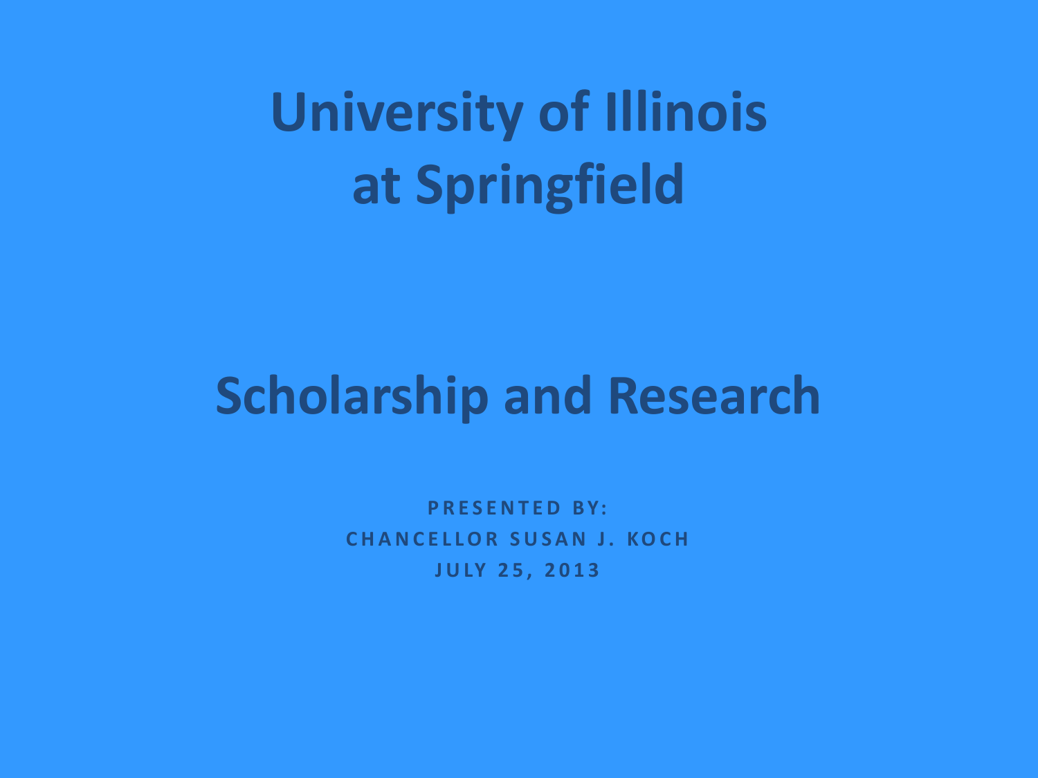# University of Illinois at Springfield

# Scholarship and Research

PRESENTED BY:

CHANCELLOR SUSAN J. KOCH

JULY 25, 2013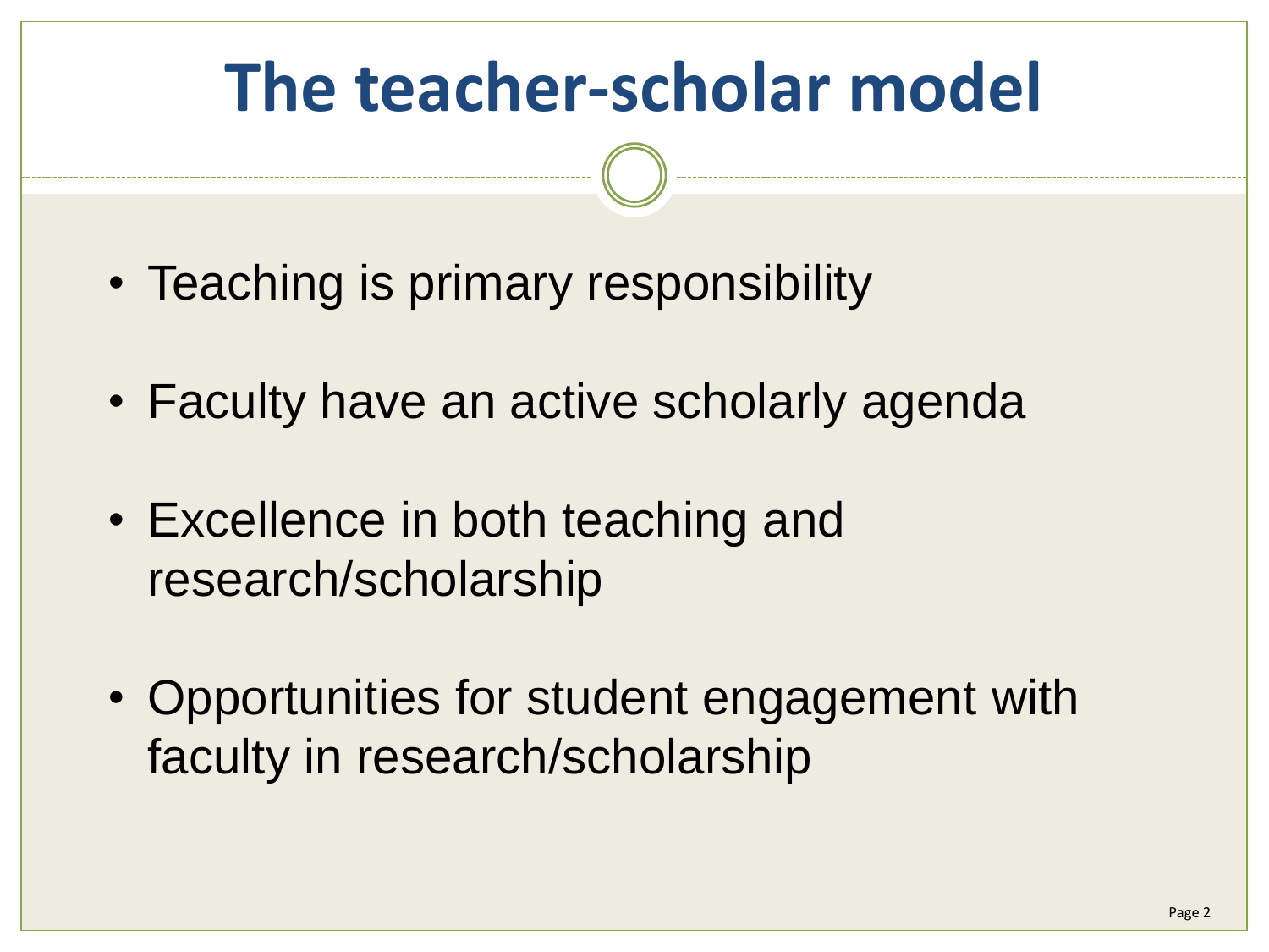# The teacher-scholar model

- Teaching is primary responsibility
- Faculty have an active scholarly agenda
- Excellence in both teaching and research/scholarship
- Opportunities for student engagement with faculty in research/scholarship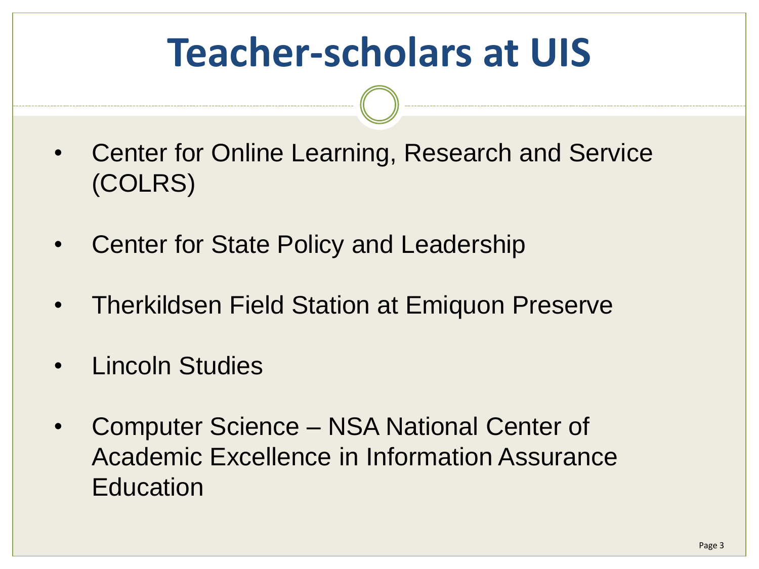# Teacher-scholars at UIS

- Center for Online Learning, Research and Service (COLRS)
- Center for State Policy and Leadership
- Therkildsen Field Station at Emiquon Preserve
- Lincoln Studies
- Computer Science – NSA National Center of Academic Excellence in Information Assurance Education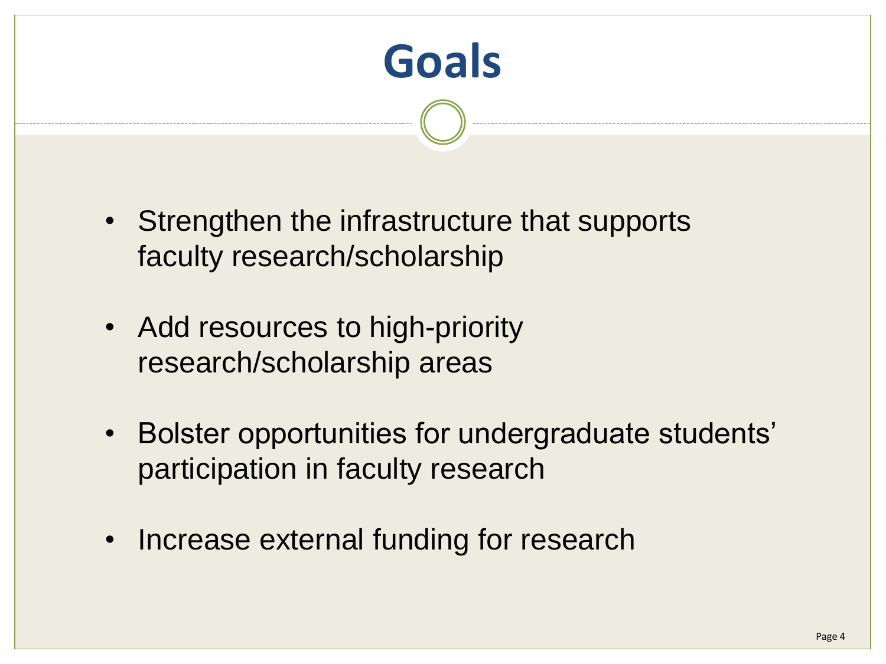# Goals

- Strengthen the infrastructure that supports faculty research/scholarship
- Add resources to high-priority research/scholarship areas
- Bolster opportunities for undergraduate students' participation in faculty research
- Increase external funding for research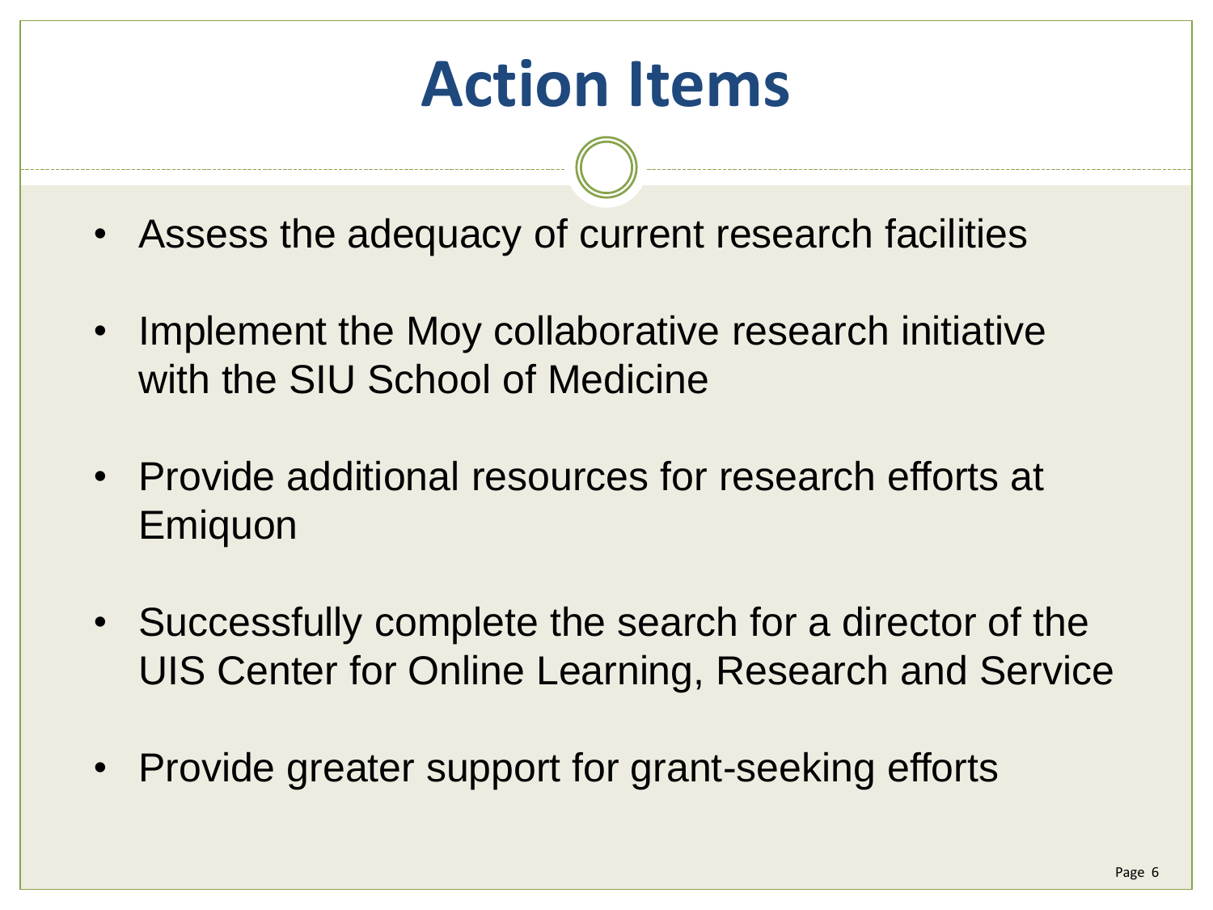# Action Items

- Assess the adequacy of current research facilities
- Implement the Moy collaborative research initiative with the SIU School of Medicine
- Provide additional resources for research efforts at Emiquon
- Successfully complete the search for a director of the UIS Center for Online Learning, Research and Service
- Provide greater support for grant-seeking efforts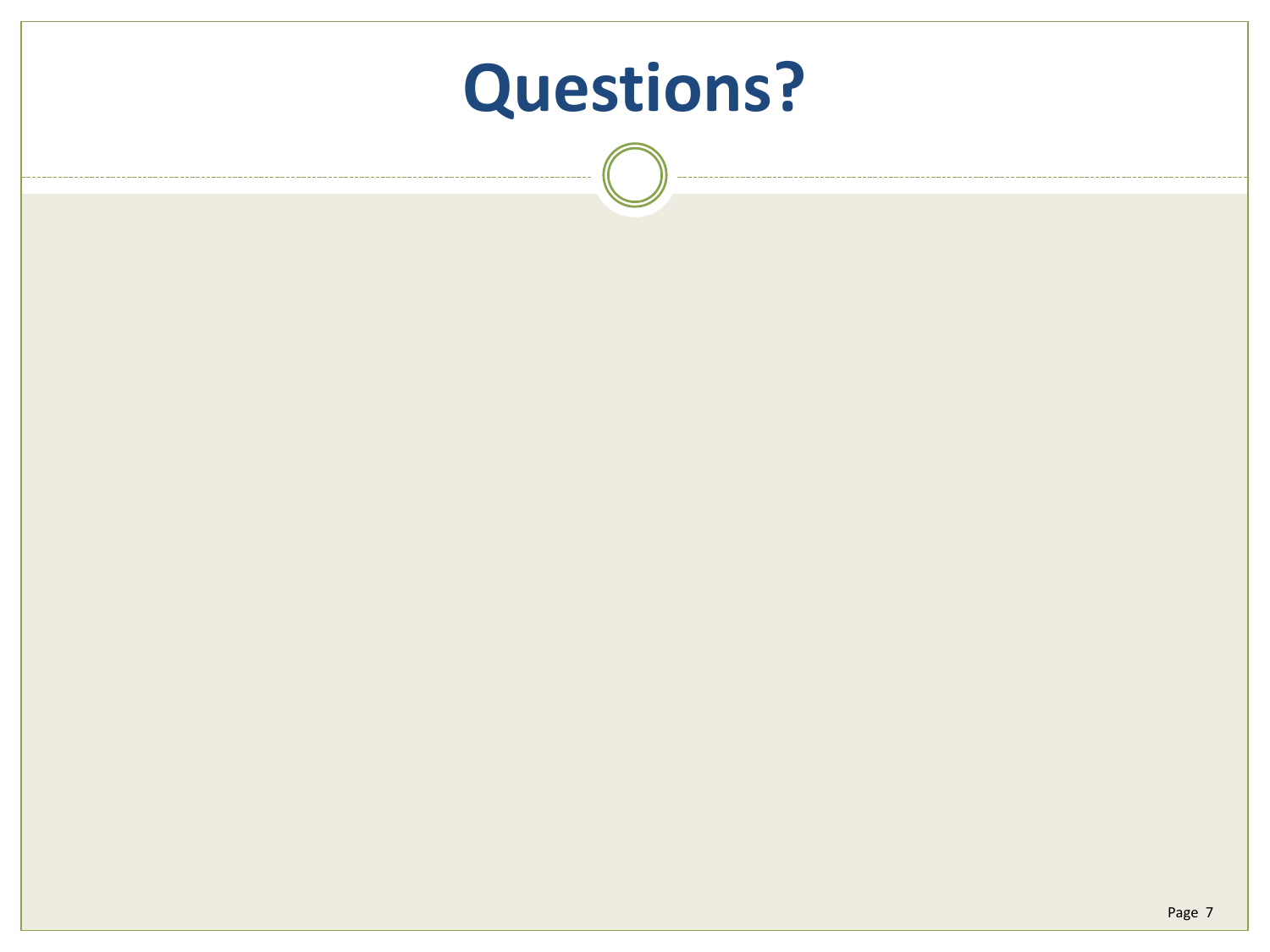# Questions?